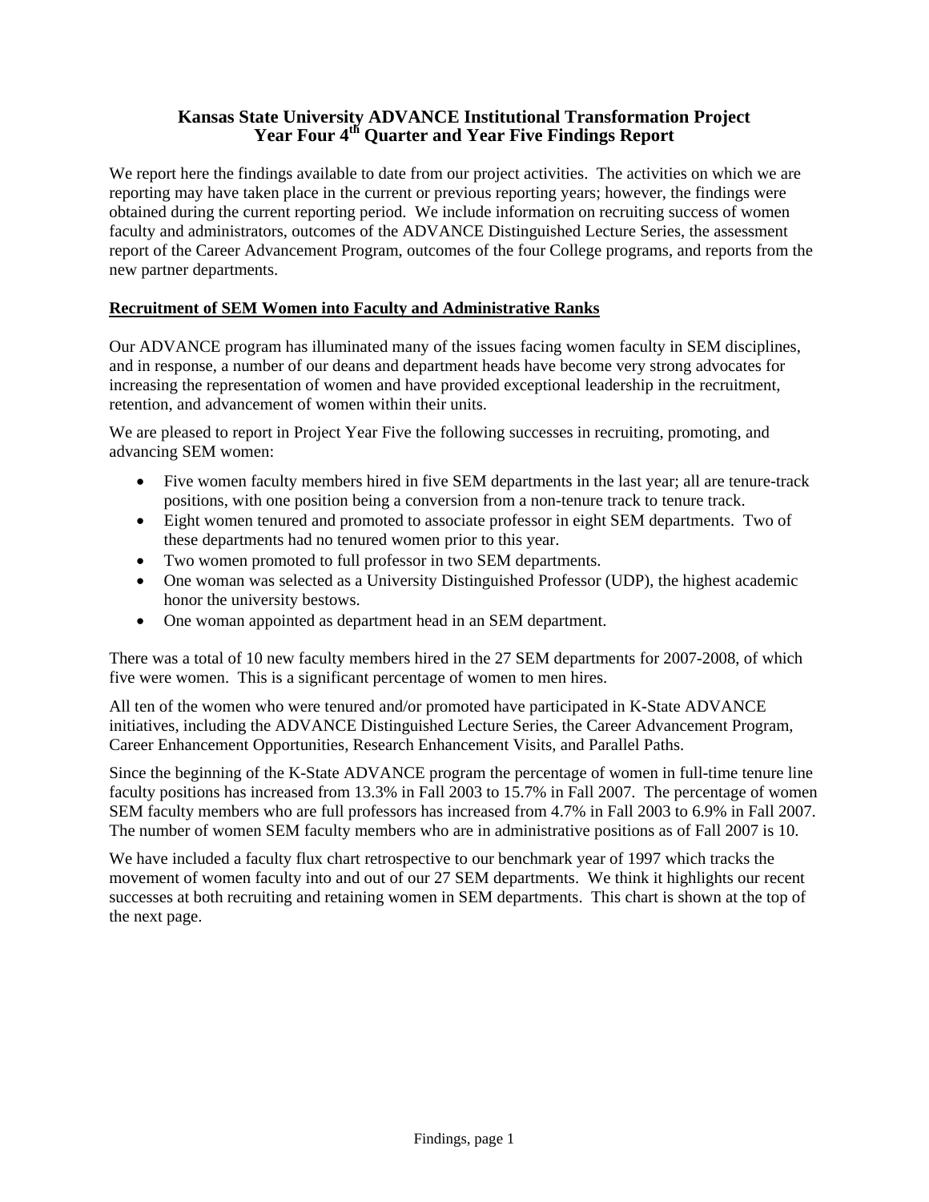# Kansas State University ADVANCE Institutional Transformation Project
## Year Four 4th Quarter and Year Five Findings Report

We report here the findings available to date from our project activities. The activities on which we are reporting may have taken place in the current or previous reporting years; however, the findings were obtained during the current reporting period. We include information on recruiting success of women faculty and administrators, outcomes of the ADVANCE Distinguished Lecture Series, the assessment report of the Career Advancement Program, outcomes of the four College programs, and reports from the new partner departments.

### Recruitment of SEM Women into Faculty and Administrative Ranks

Our ADVANCE program has illuminated many of the issues facing women faculty in SEM disciplines, and in response, a number of our deans and department heads have become very strong advocates for increasing the representation of women and have provided exceptional leadership in the recruitment, retention, and advancement of women within their units.

We are pleased to report in Project Year Five the following successes in recruiting, promoting, and advancing SEM women:

- Five women faculty members hired in five SEM departments in the last year; all are tenure-track positions, with one position being a conversion from a non-tenure track to tenure track.
- Eight women tenured and promoted to associate professor in eight SEM departments. Two of these departments had no tenured women prior to this year.
- Two women promoted to full professor in two SEM departments.
- One woman was selected as a University Distinguished Professor (UDP), the highest academic honor the university bestows.
- One woman appointed as department head in an SEM department.

There was a total of 10 new faculty members hired in the 27 SEM departments for 2007-2008, of which five were women. This is a significant percentage of women to men hires.

All ten of the women who were tenured and/or promoted have participated in K-State ADVANCE initiatives, including the ADVANCE Distinguished Lecture Series, the Career Advancement Program, Career Enhancement Opportunities, Research Enhancement Visits, and Parallel Paths.

Since the beginning of the K-State ADVANCE program the percentage of women in full-time tenure line faculty positions has increased from 13.3% in Fall 2003 to 15.7% in Fall 2007. The percentage of women SEM faculty members who are full professors has increased from 4.7% in Fall 2003 to 6.9% in Fall 2007. The number of women SEM faculty members who are in administrative positions as of Fall 2007 is 10.

We have included a faculty flux chart retrospective to our benchmark year of 1997 which tracks the movement of women faculty into and out of our 27 SEM departments. We think it highlights our recent successes at both recruiting and retaining women in SEM departments. This chart is shown at the top of the next page.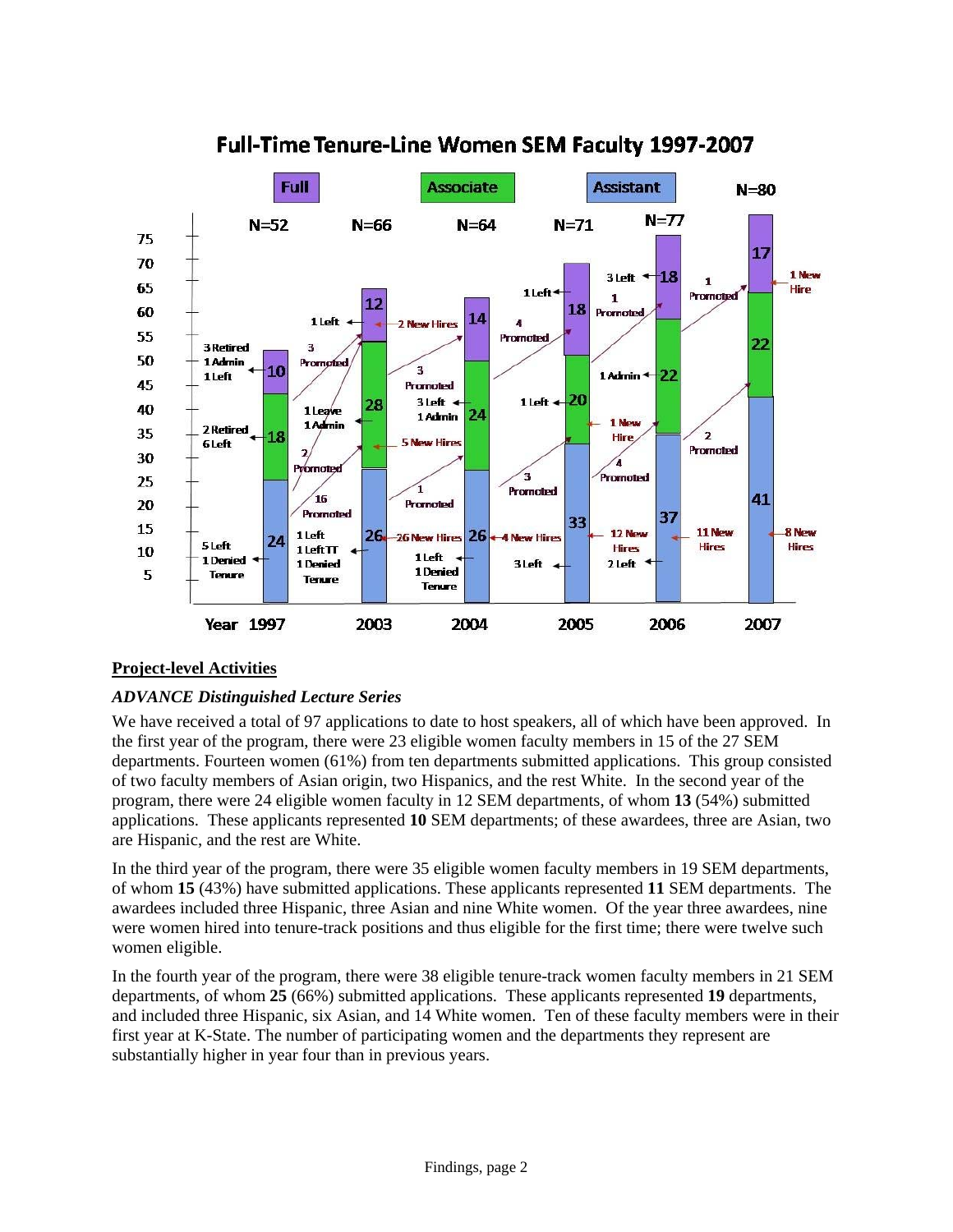## Full-Time Tenure-Line Women SEM Faculty 1997-2007

| Year | Full | Associate | Assistant | N |
|---|---|---|---|---|
| 1997 | 10 | 18 | 24 | 52 |
| 2003 | 12 | 28 | 26 | 66 |
| 2004 | 14 | 24 | 26 | 64 |
| 2005 | 18 | 20 | 33 | 71 |
| 2006 | 18 | 22 | 37 | 77 |
| 2007 | 17 | 22 | 41 | 80 |

## Project-level Activities

### *ADVANCE Distinguished Lecture Series*

We have received a total of 97 applications to date to host speakers, all of which have been approved. In the first year of the program, there were 23 eligible women faculty members in 15 of the 27 SEM departments. Fourteen women (61%) from ten departments submitted applications. This group consisted of two faculty members of Asian origin, two Hispanics, and the rest White. In the second year of the program, there were 24 eligible women faculty in 12 SEM departments, of whom **13** (54%) submitted applications. These applicants represented **10** SEM departments; of these awardees, three are Asian, two are Hispanic, and the rest are White.

In the third year of the program, there were 35 eligible women faculty members in 19 SEM departments, of whom **15** (43%) have submitted applications. These applicants represented **11** SEM departments. The awardees included three Hispanic, three Asian and nine White women. Of the year three awardees, nine were women hired into tenure-track positions and thus eligible for the first time; there were twelve such women eligible.

In the fourth year of the program, there were 38 eligible tenure-track women faculty members in 21 SEM departments, of whom **25** (66%) submitted applications. These applicants represented **19** departments, and included three Hispanic, six Asian, and 14 White women. Ten of these faculty members were in their first year at K-State. The number of participating women and the departments they represent are substantially higher in year four than in previous years.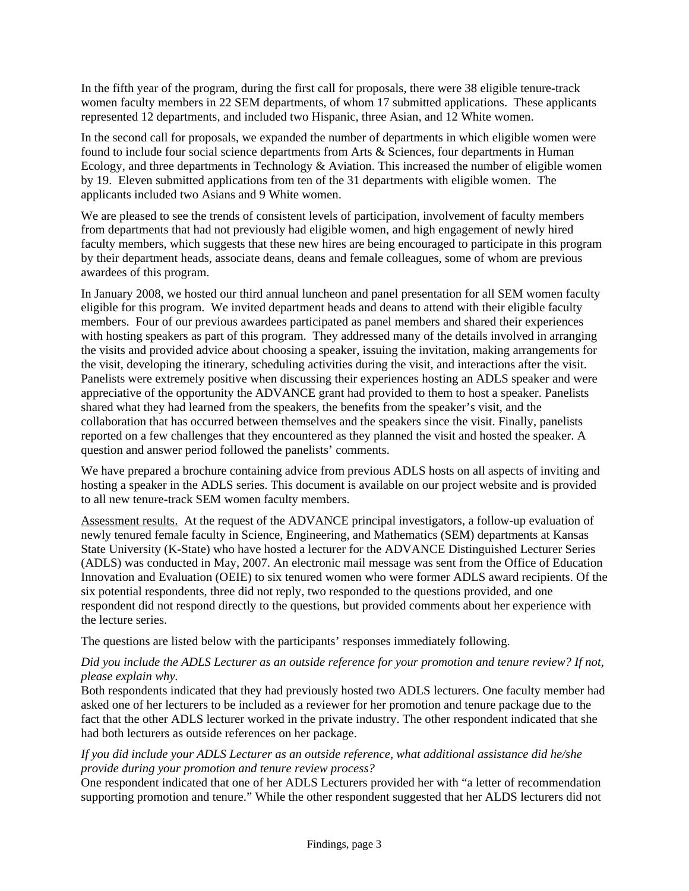In the fifth year of the program, during the first call for proposals, there were 38 eligible tenure-track women faculty members in 22 SEM departments, of whom 17 submitted applications. These applicants represented 12 departments, and included two Hispanic, three Asian, and 12 White women.

In the second call for proposals, we expanded the number of departments in which eligible women were found to include four social science departments from Arts & Sciences, four departments in Human Ecology, and three departments in Technology & Aviation. This increased the number of eligible women by 19. Eleven submitted applications from ten of the 31 departments with eligible women. The applicants included two Asians and 9 White women.

We are pleased to see the trends of consistent levels of participation, involvement of faculty members from departments that had not previously had eligible women, and high engagement of newly hired faculty members, which suggests that these new hires are being encouraged to participate in this program by their department heads, associate deans, deans and female colleagues, some of whom are previous awardees of this program.

In January 2008, we hosted our third annual luncheon and panel presentation for all SEM women faculty eligible for this program. We invited department heads and deans to attend with their eligible faculty members. Four of our previous awardees participated as panel members and shared their experiences with hosting speakers as part of this program. They addressed many of the details involved in arranging the visits and provided advice about choosing a speaker, issuing the invitation, making arrangements for the visit, developing the itinerary, scheduling activities during the visit, and interactions after the visit. Panelists were extremely positive when discussing their experiences hosting an ADLS speaker and were appreciative of the opportunity the ADVANCE grant had provided to them to host a speaker. Panelists shared what they had learned from the speakers, the benefits from the speaker's visit, and the collaboration that has occurred between themselves and the speakers since the visit. Finally, panelists reported on a few challenges that they encountered as they planned the visit and hosted the speaker. A question and answer period followed the panelists' comments.

We have prepared a brochure containing advice from previous ADLS hosts on all aspects of inviting and hosting a speaker in the ADLS series. This document is available on our project website and is provided to all new tenure-track SEM women faculty members.

Assessment results. At the request of the ADVANCE principal investigators, a follow-up evaluation of newly tenured female faculty in Science, Engineering, and Mathematics (SEM) departments at Kansas State University (K-State) who have hosted a lecturer for the ADVANCE Distinguished Lecturer Series (ADLS) was conducted in May, 2007. An electronic mail message was sent from the Office of Education Innovation and Evaluation (OEIE) to six tenured women who were former ADLS award recipients. Of the six potential respondents, three did not reply, two responded to the questions provided, and one respondent did not respond directly to the questions, but provided comments about her experience with the lecture series.

The questions are listed below with the participants' responses immediately following.

*Did you include the ADLS Lecturer as an outside reference for your promotion and tenure review? If not, please explain why.*
Both respondents indicated that they had previously hosted two ADLS lecturers. One faculty member had asked one of her lecturers to be included as a reviewer for her promotion and tenure package due to the fact that the other ADLS lecturer worked in the private industry. The other respondent indicated that she had both lecturers as outside references on her package.

*If you did include your ADLS Lecturer as an outside reference, what additional assistance did he/she provide during your promotion and tenure review process?*
One respondent indicated that one of her ADLS Lecturers provided her with "a letter of recommendation supporting promotion and tenure." While the other respondent suggested that her ALDS lecturers did not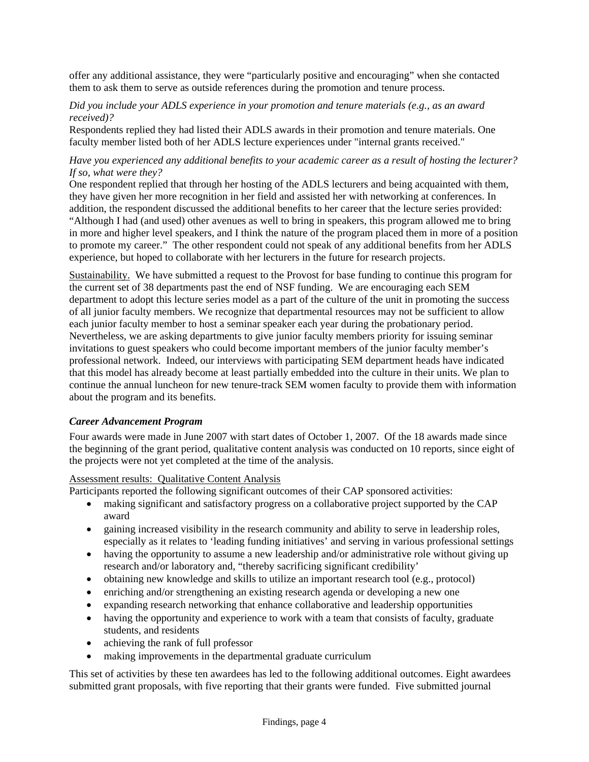offer any additional assistance, they were "particularly positive and encouraging" when she contacted them to ask them to serve as outside references during the promotion and tenure process.

*Did you include your ADLS experience in your promotion and tenure materials (e.g., as an award received)?*

Respondents replied they had listed their ADLS awards in their promotion and tenure materials. One faculty member listed both of her ADLS lecture experiences under "internal grants received."

*Have you experienced any additional benefits to your academic career as a result of hosting the lecturer? If so, what were they?*

One respondent replied that through her hosting of the ADLS lecturers and being acquainted with them, they have given her more recognition in her field and assisted her with networking at conferences. In addition, the respondent discussed the additional benefits to her career that the lecture series provided: "Although I had (and used) other avenues as well to bring in speakers, this program allowed me to bring in more and higher level speakers, and I think the nature of the program placed them in more of a position to promote my career." The other respondent could not speak of any additional benefits from her ADLS experience, but hoped to collaborate with her lecturers in the future for research projects.

Sustainability. We have submitted a request to the Provost for base funding to continue this program for the current set of 38 departments past the end of NSF funding. We are encouraging each SEM department to adopt this lecture series model as a part of the culture of the unit in promoting the success of all junior faculty members. We recognize that departmental resources may not be sufficient to allow each junior faculty member to host a seminar speaker each year during the probationary period. Nevertheless, we are asking departments to give junior faculty members priority for issuing seminar invitations to guest speakers who could become important members of the junior faculty member's professional network. Indeed, our interviews with participating SEM department heads have indicated that this model has already become at least partially embedded into the culture in their units. We plan to continue the annual luncheon for new tenure-track SEM women faculty to provide them with information about the program and its benefits.

### *Career Advancement Program*

Four awards were made in June 2007 with start dates of October 1, 2007. Of the 18 awards made since the beginning of the grant period, qualitative content analysis was conducted on 10 reports, since eight of the projects were not yet completed at the time of the analysis.

Assessment results: Qualitative Content Analysis

Participants reported the following significant outcomes of their CAP sponsored activities:

- making significant and satisfactory progress on a collaborative project supported by the CAP award
- gaining increased visibility in the research community and ability to serve in leadership roles, especially as it relates to 'leading funding initiatives' and serving in various professional settings
- having the opportunity to assume a new leadership and/or administrative role without giving up research and/or laboratory and, "thereby sacrificing significant credibility'
- obtaining new knowledge and skills to utilize an important research tool (e.g., protocol)
- enriching and/or strengthening an existing research agenda or developing a new one
- expanding research networking that enhance collaborative and leadership opportunities
- having the opportunity and experience to work with a team that consists of faculty, graduate students, and residents
- achieving the rank of full professor
- making improvements in the departmental graduate curriculum

This set of activities by these ten awardees has led to the following additional outcomes. Eight awardees submitted grant proposals, with five reporting that their grants were funded. Five submitted journal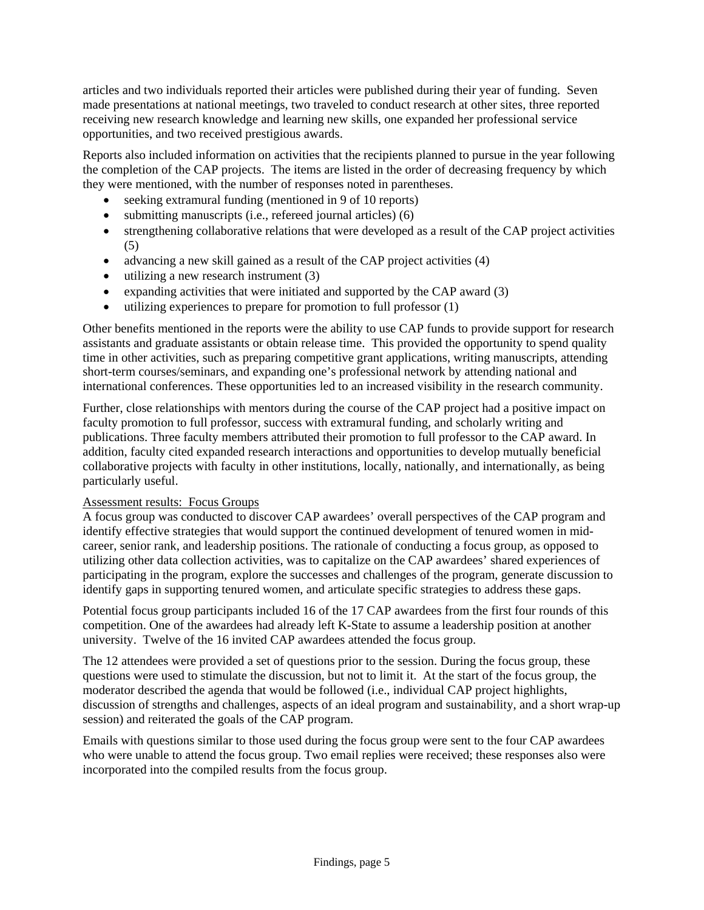articles and two individuals reported their articles were published during their year of funding. Seven made presentations at national meetings, two traveled to conduct research at other sites, three reported receiving new research knowledge and learning new skills, one expanded her professional service opportunities, and two received prestigious awards.

Reports also included information on activities that the recipients planned to pursue in the year following the completion of the CAP projects. The items are listed in the order of decreasing frequency by which they were mentioned, with the number of responses noted in parentheses.

- seeking extramural funding (mentioned in 9 of 10 reports)
- submitting manuscripts (i.e., refereed journal articles) (6)
- strengthening collaborative relations that were developed as a result of the CAP project activities (5)
- advancing a new skill gained as a result of the CAP project activities (4)
- utilizing a new research instrument (3)
- expanding activities that were initiated and supported by the CAP award (3)
- utilizing experiences to prepare for promotion to full professor (1)

Other benefits mentioned in the reports were the ability to use CAP funds to provide support for research assistants and graduate assistants or obtain release time. This provided the opportunity to spend quality time in other activities, such as preparing competitive grant applications, writing manuscripts, attending short-term courses/seminars, and expanding one's professional network by attending national and international conferences. These opportunities led to an increased visibility in the research community.

Further, close relationships with mentors during the course of the CAP project had a positive impact on faculty promotion to full professor, success with extramural funding, and scholarly writing and publications. Three faculty members attributed their promotion to full professor to the CAP award. In addition, faculty cited expanded research interactions and opportunities to develop mutually beneficial collaborative projects with faculty in other institutions, locally, nationally, and internationally, as being particularly useful.

Assessment results: Focus Groups

A focus group was conducted to discover CAP awardees' overall perspectives of the CAP program and identify effective strategies that would support the continued development of tenured women in mid-career, senior rank, and leadership positions. The rationale of conducting a focus group, as opposed to utilizing other data collection activities, was to capitalize on the CAP awardees' shared experiences of participating in the program, explore the successes and challenges of the program, generate discussion to identify gaps in supporting tenured women, and articulate specific strategies to address these gaps.

Potential focus group participants included 16 of the 17 CAP awardees from the first four rounds of this competition. One of the awardees had already left K-State to assume a leadership position at another university. Twelve of the 16 invited CAP awardees attended the focus group.

The 12 attendees were provided a set of questions prior to the session. During the focus group, these questions were used to stimulate the discussion, but not to limit it. At the start of the focus group, the moderator described the agenda that would be followed (i.e., individual CAP project highlights, discussion of strengths and challenges, aspects of an ideal program and sustainability, and a short wrap-up session) and reiterated the goals of the CAP program.

Emails with questions similar to those used during the focus group were sent to the four CAP awardees who were unable to attend the focus group. Two email replies were received; these responses also were incorporated into the compiled results from the focus group.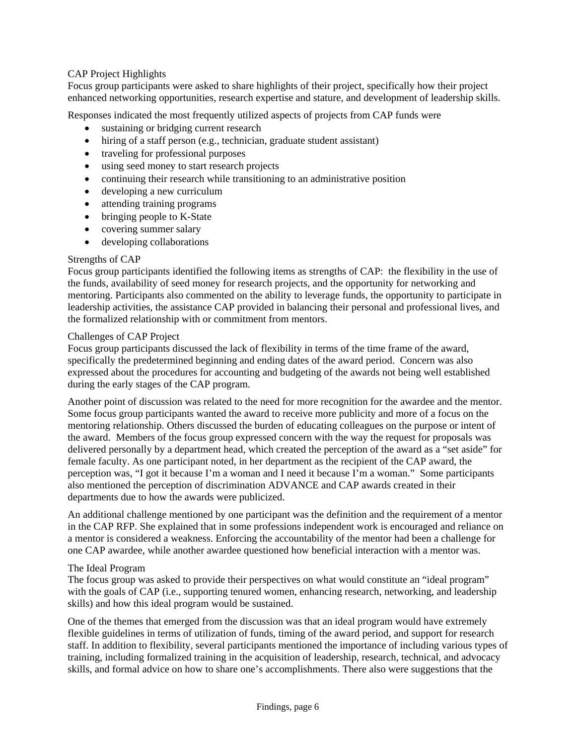### CAP Project Highlights

Focus group participants were asked to share highlights of their project, specifically how their project enhanced networking opportunities, research expertise and stature, and development of leadership skills.

Responses indicated the most frequently utilized aspects of projects from CAP funds were

- sustaining or bridging current research
- hiring of a staff person (e.g., technician, graduate student assistant)
- traveling for professional purposes
- using seed money to start research projects
- continuing their research while transitioning to an administrative position
- developing a new curriculum
- attending training programs
- bringing people to K-State
- covering summer salary
- developing collaborations

### Strengths of CAP

Focus group participants identified the following items as strengths of CAP: the flexibility in the use of the funds, availability of seed money for research projects, and the opportunity for networking and mentoring. Participants also commented on the ability to leverage funds, the opportunity to participate in leadership activities, the assistance CAP provided in balancing their personal and professional lives, and the formalized relationship with or commitment from mentors.

### Challenges of CAP Project

Focus group participants discussed the lack of flexibility in terms of the time frame of the award, specifically the predetermined beginning and ending dates of the award period. Concern was also expressed about the procedures for accounting and budgeting of the awards not being well established during the early stages of the CAP program.

Another point of discussion was related to the need for more recognition for the awardee and the mentor. Some focus group participants wanted the award to receive more publicity and more of a focus on the mentoring relationship. Others discussed the burden of educating colleagues on the purpose or intent of the award. Members of the focus group expressed concern with the way the request for proposals was delivered personally by a department head, which created the perception of the award as a "set aside" for female faculty. As one participant noted, in her department as the recipient of the CAP award, the perception was, "I got it because I'm a woman and I need it because I'm a woman." Some participants also mentioned the perception of discrimination ADVANCE and CAP awards created in their departments due to how the awards were publicized.

An additional challenge mentioned by one participant was the definition and the requirement of a mentor in the CAP RFP. She explained that in some professions independent work is encouraged and reliance on a mentor is considered a weakness. Enforcing the accountability of the mentor had been a challenge for one CAP awardee, while another awardee questioned how beneficial interaction with a mentor was.

### The Ideal Program

The focus group was asked to provide their perspectives on what would constitute an "ideal program" with the goals of CAP (i.e., supporting tenured women, enhancing research, networking, and leadership skills) and how this ideal program would be sustained.

One of the themes that emerged from the discussion was that an ideal program would have extremely flexible guidelines in terms of utilization of funds, timing of the award period, and support for research staff. In addition to flexibility, several participants mentioned the importance of including various types of training, including formalized training in the acquisition of leadership, research, technical, and advocacy skills, and formal advice on how to share one's accomplishments. There also were suggestions that the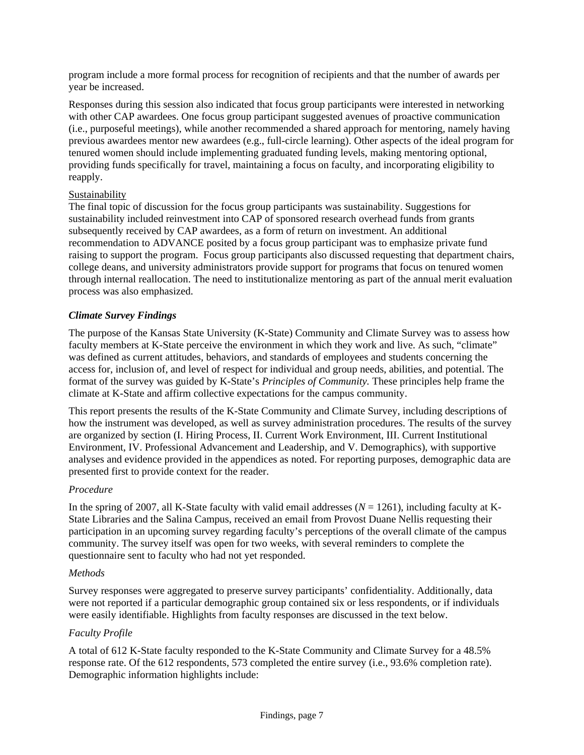program include a more formal process for recognition of recipients and that the number of awards per year be increased.

Responses during this session also indicated that focus group participants were interested in networking with other CAP awardees. One focus group participant suggested avenues of proactive communication (i.e., purposeful meetings), while another recommended a shared approach for mentoring, namely having previous awardees mentor new awardees (e.g., full-circle learning). Other aspects of the ideal program for tenured women should include implementing graduated funding levels, making mentoring optional, providing funds specifically for travel, maintaining a focus on faculty, and incorporating eligibility to reapply.

<u>Sustainability</u>

The final topic of discussion for the focus group participants was sustainability. Suggestions for sustainability included reinvestment into CAP of sponsored research overhead funds from grants subsequently received by CAP awardees, as a form of return on investment. An additional recommendation to ADVANCE posited by a focus group participant was to emphasize private fund raising to support the program. Focus group participants also discussed requesting that department chairs, college deans, and university administrators provide support for programs that focus on tenured women through internal reallocation. The need to institutionalize mentoring as part of the annual merit evaluation process was also emphasized.

### ***Climate Survey Findings***

The purpose of the Kansas State University (K-State) Community and Climate Survey was to assess how faculty members at K-State perceive the environment in which they work and live. As such, "climate" was defined as current attitudes, behaviors, and standards of employees and students concerning the access for, inclusion of, and level of respect for individual and group needs, abilities, and potential. The format of the survey was guided by K-State's *Principles of Community.* These principles help frame the climate at K-State and affirm collective expectations for the campus community.

This report presents the results of the K-State Community and Climate Survey, including descriptions of how the instrument was developed, as well as survey administration procedures. The results of the survey are organized by section (I. Hiring Process, II. Current Work Environment, III. Current Institutional Environment, IV. Professional Advancement and Leadership, and V. Demographics), with supportive analyses and evidence provided in the appendices as noted. For reporting purposes, demographic data are presented first to provide context for the reader.

*Procedure*

In the spring of 2007, all K-State faculty with valid email addresses (*N* = 1261), including faculty at K-State Libraries and the Salina Campus, received an email from Provost Duane Nellis requesting their participation in an upcoming survey regarding faculty's perceptions of the overall climate of the campus community. The survey itself was open for two weeks, with several reminders to complete the questionnaire sent to faculty who had not yet responded.

*Methods*

Survey responses were aggregated to preserve survey participants' confidentiality. Additionally, data were not reported if a particular demographic group contained six or less respondents, or if individuals were easily identifiable. Highlights from faculty responses are discussed in the text below.

*Faculty Profile*

A total of 612 K-State faculty responded to the K-State Community and Climate Survey for a 48.5% response rate. Of the 612 respondents, 573 completed the entire survey (i.e., 93.6% completion rate). Demographic information highlights include: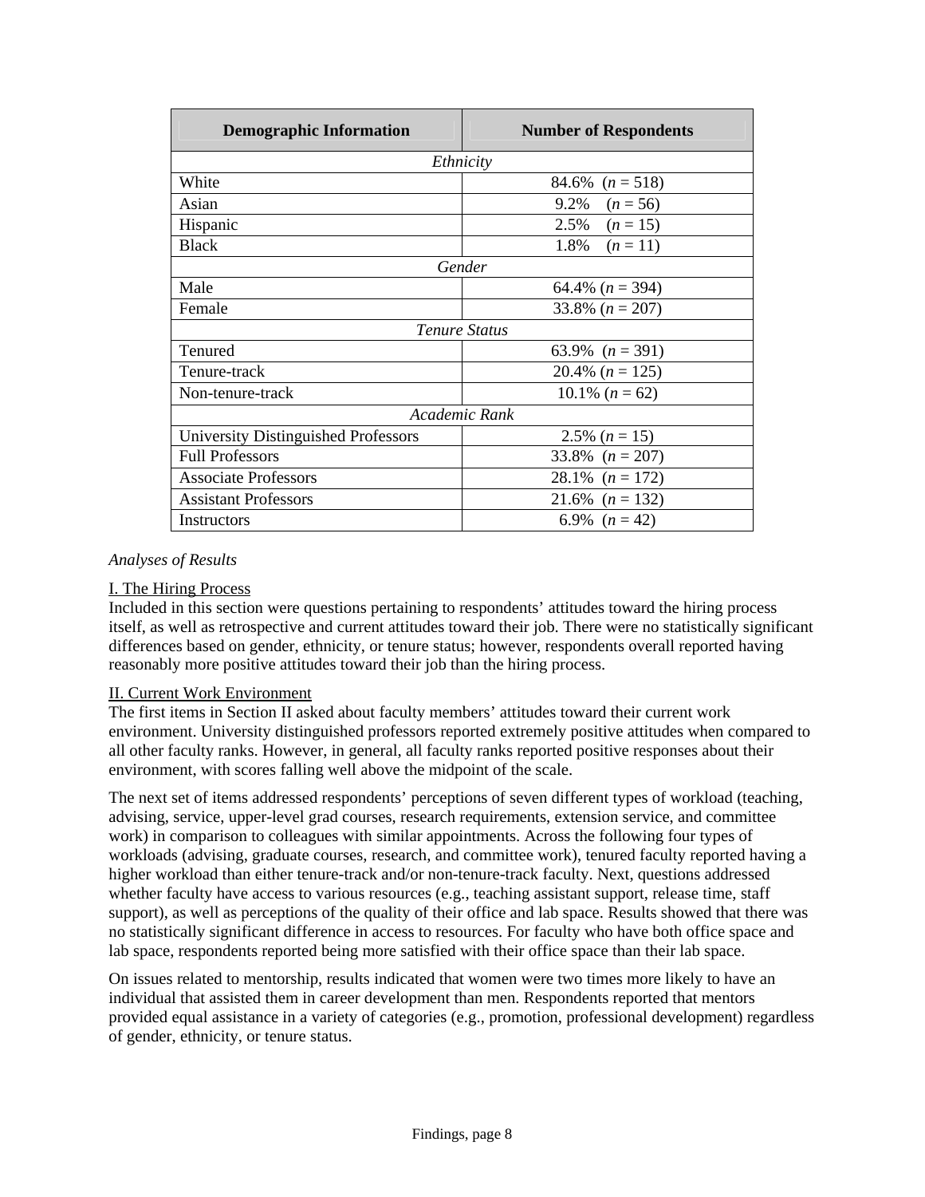| Demographic Information | Number of Respondents |
|---|---|
| *Ethnicity* | |
| White | 84.6% (*n* = 518) |
| Asian | 9.2% (*n* = 56) |
| Hispanic | 2.5% (*n* = 15) |
| Black | 1.8% (*n* = 11) |
| *Gender* | |
| Male | 64.4% (*n* = 394) |
| Female | 33.8% (*n* = 207) |
| *Tenure Status* | |
| Tenured | 63.9% (*n* = 391) |
| Tenure-track | 20.4% (*n* = 125) |
| Non-tenure-track | 10.1% (*n* = 62) |
| *Academic Rank* | |
| University Distinguished Professors | 2.5% (*n* = 15) |
| Full Professors | 33.8% (*n* = 207) |
| Associate Professors | 28.1% (*n* = 172) |
| Assistant Professors | 21.6% (*n* = 132) |
| Instructors | 6.9% (*n* = 42) |

*Analyses of Results*

I. The Hiring Process

Included in this section were questions pertaining to respondents' attitudes toward the hiring process itself, as well as retrospective and current attitudes toward their job. There were no statistically significant differences based on gender, ethnicity, or tenure status; however, respondents overall reported having reasonably more positive attitudes toward their job than the hiring process.

II. Current Work Environment

The first items in Section II asked about faculty members' attitudes toward their current work environment. University distinguished professors reported extremely positive attitudes when compared to all other faculty ranks. However, in general, all faculty ranks reported positive responses about their environment, with scores falling well above the midpoint of the scale.

The next set of items addressed respondents' perceptions of seven different types of workload (teaching, advising, service, upper-level grad courses, research requirements, extension service, and committee work) in comparison to colleagues with similar appointments. Across the following four types of workloads (advising, graduate courses, research, and committee work), tenured faculty reported having a higher workload than either tenure-track and/or non-tenure-track faculty. Next, questions addressed whether faculty have access to various resources (e.g., teaching assistant support, release time, staff support), as well as perceptions of the quality of their office and lab space. Results showed that there was no statistically significant difference in access to resources. For faculty who have both office space and lab space, respondents reported being more satisfied with their office space than their lab space.

On issues related to mentorship, results indicated that women were two times more likely to have an individual that assisted them in career development than men. Respondents reported that mentors provided equal assistance in a variety of categories (e.g., promotion, professional development) regardless of gender, ethnicity, or tenure status.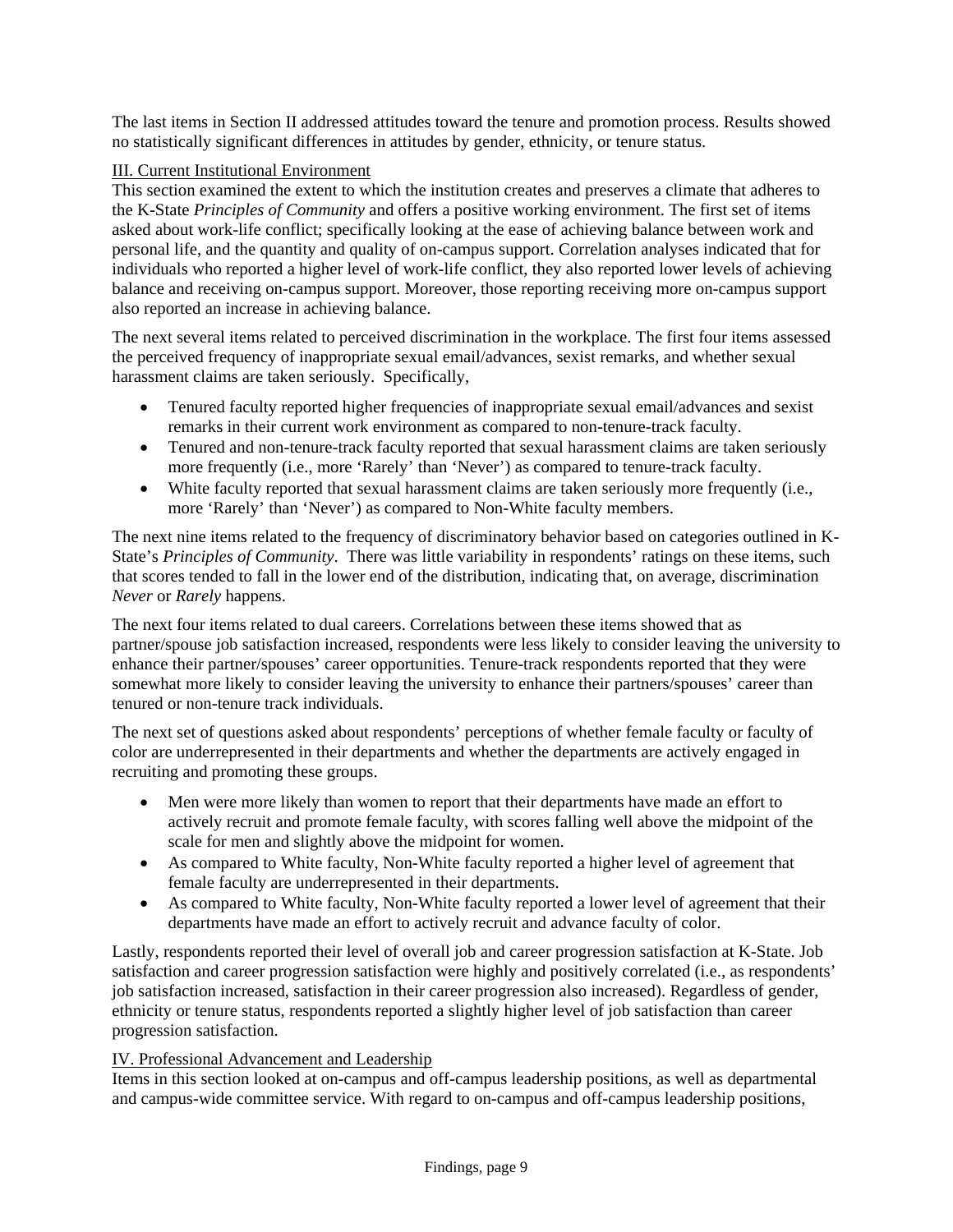The last items in Section II addressed attitudes toward the tenure and promotion process. Results showed no statistically significant differences in attitudes by gender, ethnicity, or tenure status.

III. Current Institutional Environment

This section examined the extent to which the institution creates and preserves a climate that adheres to the K-State *Principles of Community* and offers a positive working environment. The first set of items asked about work-life conflict; specifically looking at the ease of achieving balance between work and personal life, and the quantity and quality of on-campus support. Correlation analyses indicated that for individuals who reported a higher level of work-life conflict, they also reported lower levels of achieving balance and receiving on-campus support. Moreover, those reporting receiving more on-campus support also reported an increase in achieving balance.

The next several items related to perceived discrimination in the workplace. The first four items assessed the perceived frequency of inappropriate sexual email/advances, sexist remarks, and whether sexual harassment claims are taken seriously. Specifically,

- Tenured faculty reported higher frequencies of inappropriate sexual email/advances and sexist remarks in their current work environment as compared to non-tenure-track faculty.
- Tenured and non-tenure-track faculty reported that sexual harassment claims are taken seriously more frequently (i.e., more 'Rarely' than 'Never') as compared to tenure-track faculty.
- White faculty reported that sexual harassment claims are taken seriously more frequently (i.e., more 'Rarely' than 'Never') as compared to Non-White faculty members.

The next nine items related to the frequency of discriminatory behavior based on categories outlined in K-State's *Principles of Community*. There was little variability in respondents' ratings on these items, such that scores tended to fall in the lower end of the distribution, indicating that, on average, discrimination *Never* or *Rarely* happens.

The next four items related to dual careers. Correlations between these items showed that as partner/spouse job satisfaction increased, respondents were less likely to consider leaving the university to enhance their partner/spouses' career opportunities. Tenure-track respondents reported that they were somewhat more likely to consider leaving the university to enhance their partners/spouses' career than tenured or non-tenure track individuals.

The next set of questions asked about respondents' perceptions of whether female faculty or faculty of color are underrepresented in their departments and whether the departments are actively engaged in recruiting and promoting these groups.

- Men were more likely than women to report that their departments have made an effort to actively recruit and promote female faculty, with scores falling well above the midpoint of the scale for men and slightly above the midpoint for women.
- As compared to White faculty, Non-White faculty reported a higher level of agreement that female faculty are underrepresented in their departments.
- As compared to White faculty, Non-White faculty reported a lower level of agreement that their departments have made an effort to actively recruit and advance faculty of color.

Lastly, respondents reported their level of overall job and career progression satisfaction at K-State. Job satisfaction and career progression satisfaction were highly and positively correlated (i.e., as respondents' job satisfaction increased, satisfaction in their career progression also increased). Regardless of gender, ethnicity or tenure status, respondents reported a slightly higher level of job satisfaction than career progression satisfaction.

IV. Professional Advancement and Leadership

Items in this section looked at on-campus and off-campus leadership positions, as well as departmental and campus-wide committee service. With regard to on-campus and off-campus leadership positions,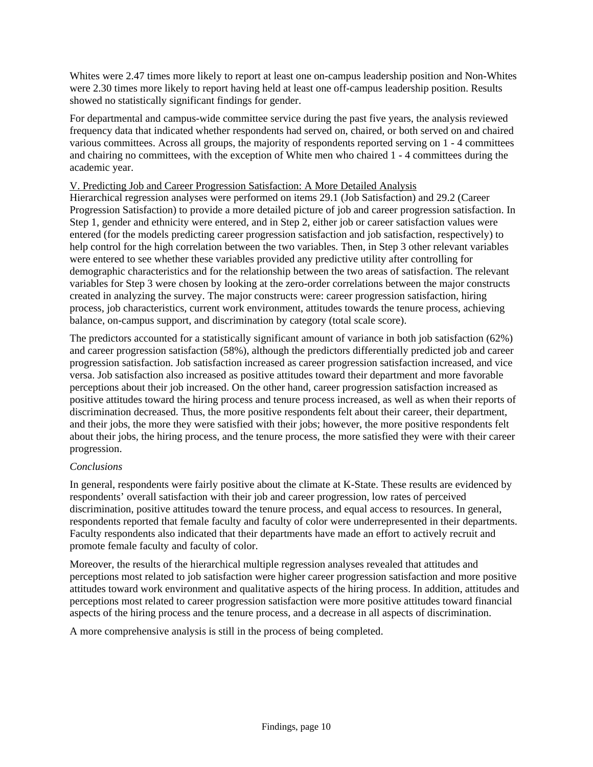Whites were 2.47 times more likely to report at least one on-campus leadership position and Non-Whites were 2.30 times more likely to report having held at least one off-campus leadership position. Results showed no statistically significant findings for gender.

For departmental and campus-wide committee service during the past five years, the analysis reviewed frequency data that indicated whether respondents had served on, chaired, or both served on and chaired various committees. Across all groups, the majority of respondents reported serving on 1 - 4 committees and chairing no committees, with the exception of White men who chaired 1 - 4 committees during the academic year.

## V. Predicting Job and Career Progression Satisfaction: A More Detailed Analysis

Hierarchical regression analyses were performed on items 29.1 (Job Satisfaction) and 29.2 (Career Progression Satisfaction) to provide a more detailed picture of job and career progression satisfaction. In Step 1, gender and ethnicity were entered, and in Step 2, either job or career satisfaction values were entered (for the models predicting career progression satisfaction and job satisfaction, respectively) to help control for the high correlation between the two variables. Then, in Step 3 other relevant variables were entered to see whether these variables provided any predictive utility after controlling for demographic characteristics and for the relationship between the two areas of satisfaction. The relevant variables for Step 3 were chosen by looking at the zero-order correlations between the major constructs created in analyzing the survey. The major constructs were: career progression satisfaction, hiring process, job characteristics, current work environment, attitudes towards the tenure process, achieving balance, on-campus support, and discrimination by category (total scale score).

The predictors accounted for a statistically significant amount of variance in both job satisfaction (62%) and career progression satisfaction (58%), although the predictors differentially predicted job and career progression satisfaction. Job satisfaction increased as career progression satisfaction increased, and vice versa. Job satisfaction also increased as positive attitudes toward their department and more favorable perceptions about their job increased. On the other hand, career progression satisfaction increased as positive attitudes toward the hiring process and tenure process increased, as well as when their reports of discrimination decreased. Thus, the more positive respondents felt about their career, their department, and their jobs, the more they were satisfied with their jobs; however, the more positive respondents felt about their jobs, the hiring process, and the tenure process, the more satisfied they were with their career progression.

### *Conclusions*

In general, respondents were fairly positive about the climate at K-State. These results are evidenced by respondents' overall satisfaction with their job and career progression, low rates of perceived discrimination, positive attitudes toward the tenure process, and equal access to resources. In general, respondents reported that female faculty and faculty of color were underrepresented in their departments. Faculty respondents also indicated that their departments have made an effort to actively recruit and promote female faculty and faculty of color.

Moreover, the results of the hierarchical multiple regression analyses revealed that attitudes and perceptions most related to job satisfaction were higher career progression satisfaction and more positive attitudes toward work environment and qualitative aspects of the hiring process. In addition, attitudes and perceptions most related to career progression satisfaction were more positive attitudes toward financial aspects of the hiring process and the tenure process, and a decrease in all aspects of discrimination.

A more comprehensive analysis is still in the process of being completed.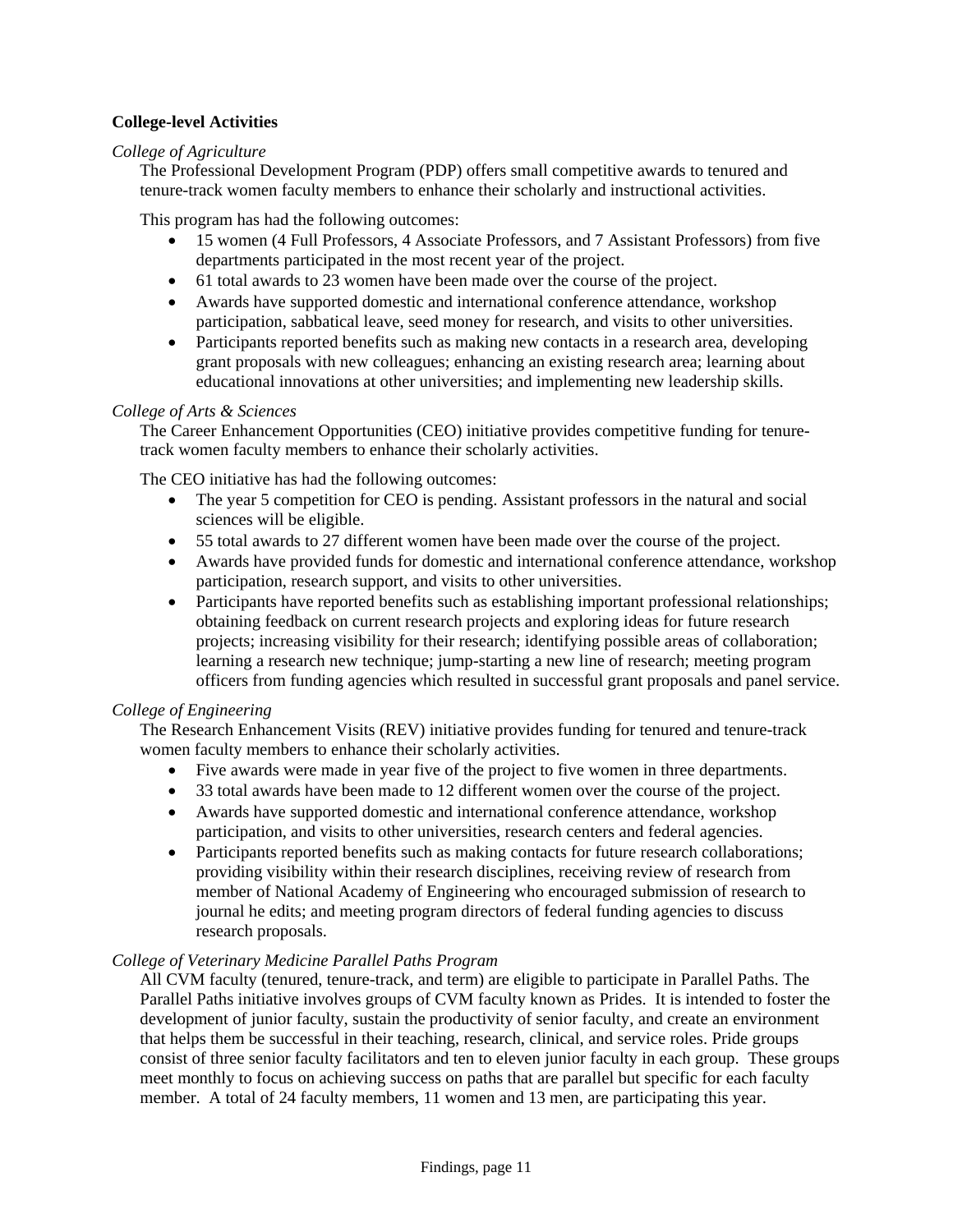**College-level Activities**

*College of Agriculture*

The Professional Development Program (PDP) offers small competitive awards to tenured and tenure-track women faculty members to enhance their scholarly and instructional activities.

This program has had the following outcomes:

- 15 women (4 Full Professors, 4 Associate Professors, and 7 Assistant Professors) from five departments participated in the most recent year of the project.
- 61 total awards to 23 women have been made over the course of the project.
- Awards have supported domestic and international conference attendance, workshop participation, sabbatical leave, seed money for research, and visits to other universities.
- Participants reported benefits such as making new contacts in a research area, developing grant proposals with new colleagues; enhancing an existing research area; learning about educational innovations at other universities; and implementing new leadership skills.

*College of Arts & Sciences*

The Career Enhancement Opportunities (CEO) initiative provides competitive funding for tenure-track women faculty members to enhance their scholarly activities.

The CEO initiative has had the following outcomes:

- The year 5 competition for CEO is pending. Assistant professors in the natural and social sciences will be eligible.
- 55 total awards to 27 different women have been made over the course of the project.
- Awards have provided funds for domestic and international conference attendance, workshop participation, research support, and visits to other universities.
- Participants have reported benefits such as establishing important professional relationships; obtaining feedback on current research projects and exploring ideas for future research projects; increasing visibility for their research; identifying possible areas of collaboration; learning a research new technique; jump-starting a new line of research; meeting program officers from funding agencies which resulted in successful grant proposals and panel service.

*College of Engineering*

The Research Enhancement Visits (REV) initiative provides funding for tenured and tenure-track women faculty members to enhance their scholarly activities.

- Five awards were made in year five of the project to five women in three departments.
- 33 total awards have been made to 12 different women over the course of the project.
- Awards have supported domestic and international conference attendance, workshop participation, and visits to other universities, research centers and federal agencies.
- Participants reported benefits such as making contacts for future research collaborations; providing visibility within their research disciplines, receiving review of research from member of National Academy of Engineering who encouraged submission of research to journal he edits; and meeting program directors of federal funding agencies to discuss research proposals.

*College of Veterinary Medicine Parallel Paths Program*

All CVM faculty (tenured, tenure-track, and term) are eligible to participate in Parallel Paths. The Parallel Paths initiative involves groups of CVM faculty known as Prides. It is intended to foster the development of junior faculty, sustain the productivity of senior faculty, and create an environment that helps them be successful in their teaching, research, clinical, and service roles. Pride groups consist of three senior faculty facilitators and ten to eleven junior faculty in each group. These groups meet monthly to focus on achieving success on paths that are parallel but specific for each faculty member. A total of 24 faculty members, 11 women and 13 men, are participating this year.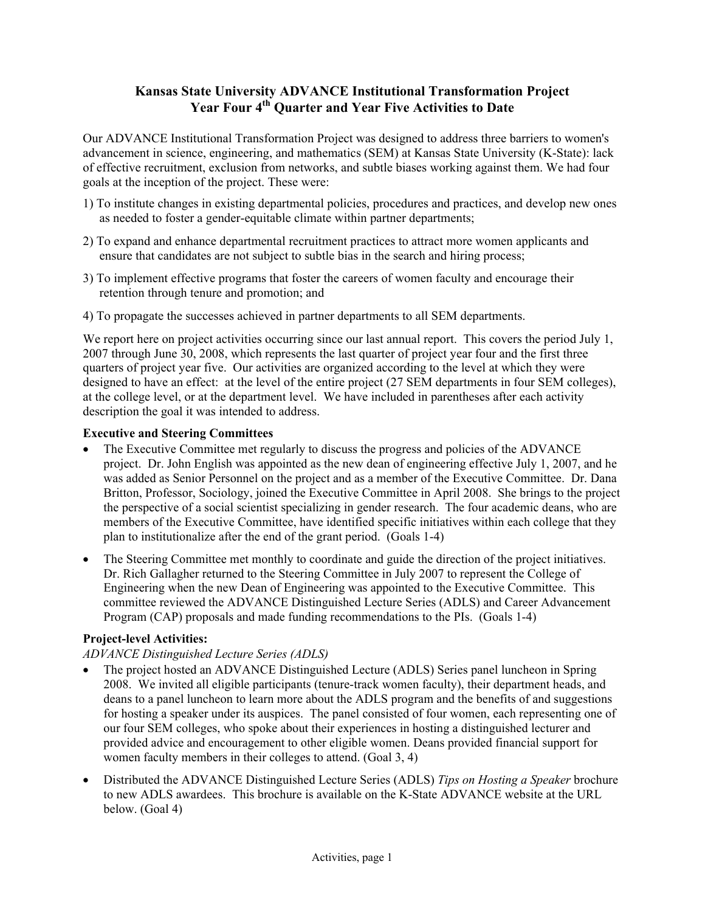# Kansas State University ADVANCE Institutional Transformation Project
## Year Four 4th Quarter and Year Five Activities to Date

Our ADVANCE Institutional Transformation Project was designed to address three barriers to women's advancement in science, engineering, and mathematics (SEM) at Kansas State University (K-State): lack of effective recruitment, exclusion from networks, and subtle biases working against them. We had four goals at the inception of the project. These were:

1) To institute changes in existing departmental policies, procedures and practices, and develop new ones as needed to foster a gender-equitable climate within partner departments;

2) To expand and enhance departmental recruitment practices to attract more women applicants and ensure that candidates are not subject to subtle bias in the search and hiring process;

3) To implement effective programs that foster the careers of women faculty and encourage their retention through tenure and promotion; and

4) To propagate the successes achieved in partner departments to all SEM departments.

We report here on project activities occurring since our last annual report. This covers the period July 1, 2007 through June 30, 2008, which represents the last quarter of project year four and the first three quarters of project year five. Our activities are organized according to the level at which they were designed to have an effect: at the level of the entire project (27 SEM departments in four SEM colleges), at the college level, or at the department level. We have included in parentheses after each activity description the goal it was intended to address.

**Executive and Steering Committees**

- The Executive Committee met regularly to discuss the progress and policies of the ADVANCE project. Dr. John English was appointed as the new dean of engineering effective July 1, 2007, and he was added as Senior Personnel on the project and as a member of the Executive Committee. Dr. Dana Britton, Professor, Sociology, joined the Executive Committee in April 2008. She brings to the project the perspective of a social scientist specializing in gender research. The four academic deans, who are members of the Executive Committee, have identified specific initiatives within each college that they plan to institutionalize after the end of the grant period. (Goals 1-4)
- The Steering Committee met monthly to coordinate and guide the direction of the project initiatives. Dr. Rich Gallagher returned to the Steering Committee in July 2007 to represent the College of Engineering when the new Dean of Engineering was appointed to the Executive Committee. This committee reviewed the ADVANCE Distinguished Lecture Series (ADLS) and Career Advancement Program (CAP) proposals and made funding recommendations to the PIs. (Goals 1-4)

**Project-level Activities:**

*ADVANCE Distinguished Lecture Series (ADLS)*

- The project hosted an ADVANCE Distinguished Lecture (ADLS) Series panel luncheon in Spring 2008. We invited all eligible participants (tenure-track women faculty), their department heads, and deans to a panel luncheon to learn more about the ADLS program and the benefits of and suggestions for hosting a speaker under its auspices. The panel consisted of four women, each representing one of our four SEM colleges, who spoke about their experiences in hosting a distinguished lecturer and provided advice and encouragement to other eligible women. Deans provided financial support for women faculty members in their colleges to attend. (Goal 3, 4)
- Distributed the ADVANCE Distinguished Lecture Series (ADLS) *Tips on Hosting a Speaker* brochure to new ADLS awardees. This brochure is available on the K-State ADVANCE website at the URL below. (Goal 4)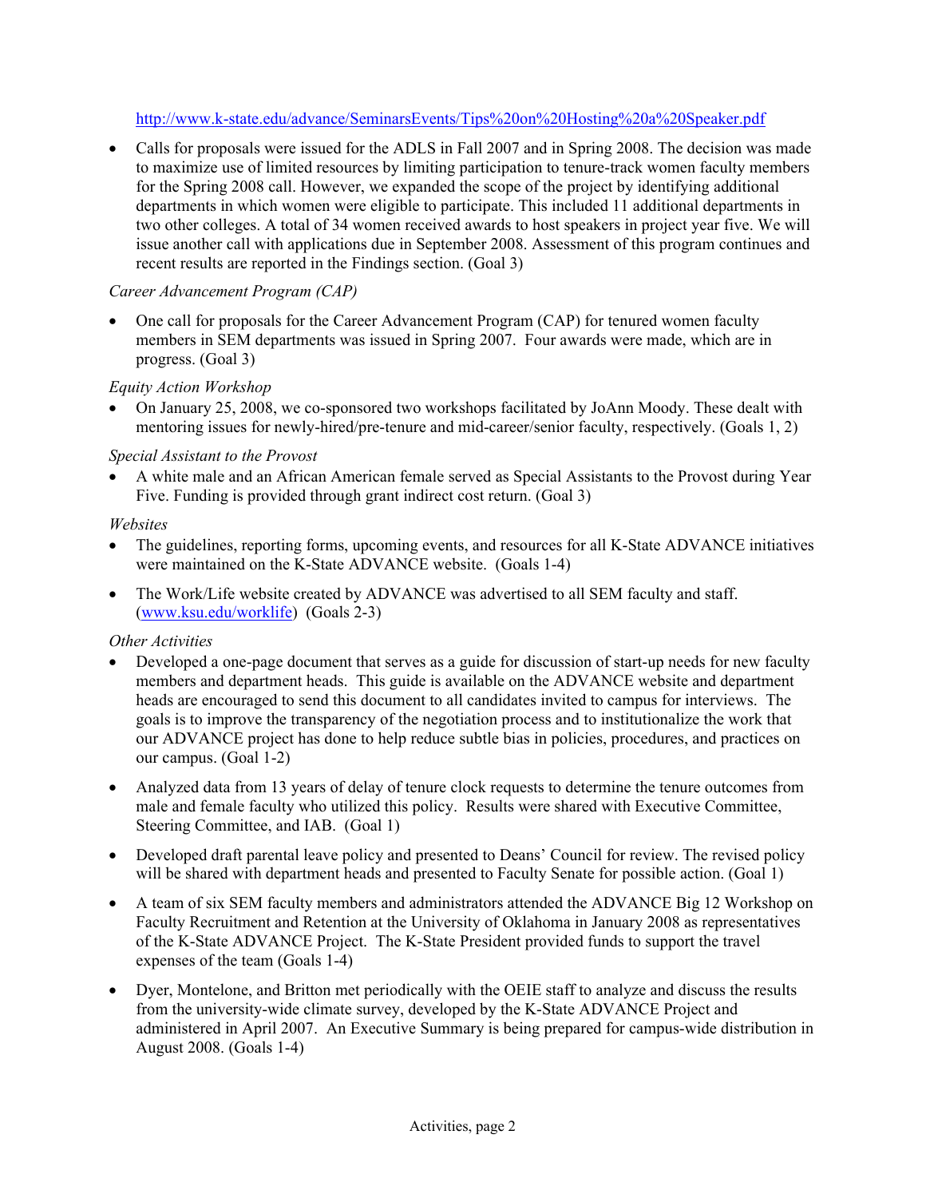http://www.k-state.edu/advance/SeminarsEvents/Tips%20on%20Hosting%20a%20Speaker.pdf

- Calls for proposals were issued for the ADLS in Fall 2007 and in Spring 2008. The decision was made to maximize use of limited resources by limiting participation to tenure-track women faculty members for the Spring 2008 call. However, we expanded the scope of the project by identifying additional departments in which women were eligible to participate. This included 11 additional departments in two other colleges. A total of 34 women received awards to host speakers in project year five. We will issue another call with applications due in September 2008. Assessment of this program continues and recent results are reported in the Findings section. (Goal 3)

*Career Advancement Program (CAP)*

- One call for proposals for the Career Advancement Program (CAP) for tenured women faculty members in SEM departments was issued in Spring 2007. Four awards were made, which are in progress. (Goal 3)

*Equity Action Workshop*

- On January 25, 2008, we co-sponsored two workshops facilitated by JoAnn Moody. These dealt with mentoring issues for newly-hired/pre-tenure and mid-career/senior faculty, respectively. (Goals 1, 2)

*Special Assistant to the Provost*

- A white male and an African American female served as Special Assistants to the Provost during Year Five. Funding is provided through grant indirect cost return. (Goal 3)

*Websites*

- The guidelines, reporting forms, upcoming events, and resources for all K-State ADVANCE initiatives were maintained on the K-State ADVANCE website. (Goals 1-4)
- The Work/Life website created by ADVANCE was advertised to all SEM faculty and staff. (www.ksu.edu/worklife) (Goals 2-3)

*Other Activities*

- Developed a one-page document that serves as a guide for discussion of start-up needs for new faculty members and department heads. This guide is available on the ADVANCE website and department heads are encouraged to send this document to all candidates invited to campus for interviews. The goals is to improve the transparency of the negotiation process and to institutionalize the work that our ADVANCE project has done to help reduce subtle bias in policies, procedures, and practices on our campus. (Goal 1-2)
- Analyzed data from 13 years of delay of tenure clock requests to determine the tenure outcomes from male and female faculty who utilized this policy. Results were shared with Executive Committee, Steering Committee, and IAB. (Goal 1)
- Developed draft parental leave policy and presented to Deans' Council for review. The revised policy will be shared with department heads and presented to Faculty Senate for possible action. (Goal 1)
- A team of six SEM faculty members and administrators attended the ADVANCE Big 12 Workshop on Faculty Recruitment and Retention at the University of Oklahoma in January 2008 as representatives of the K-State ADVANCE Project. The K-State President provided funds to support the travel expenses of the team (Goals 1-4)
- Dyer, Montelone, and Britton met periodically with the OEIE staff to analyze and discuss the results from the university-wide climate survey, developed by the K-State ADVANCE Project and administered in April 2007. An Executive Summary is being prepared for campus-wide distribution in August 2008. (Goals 1-4)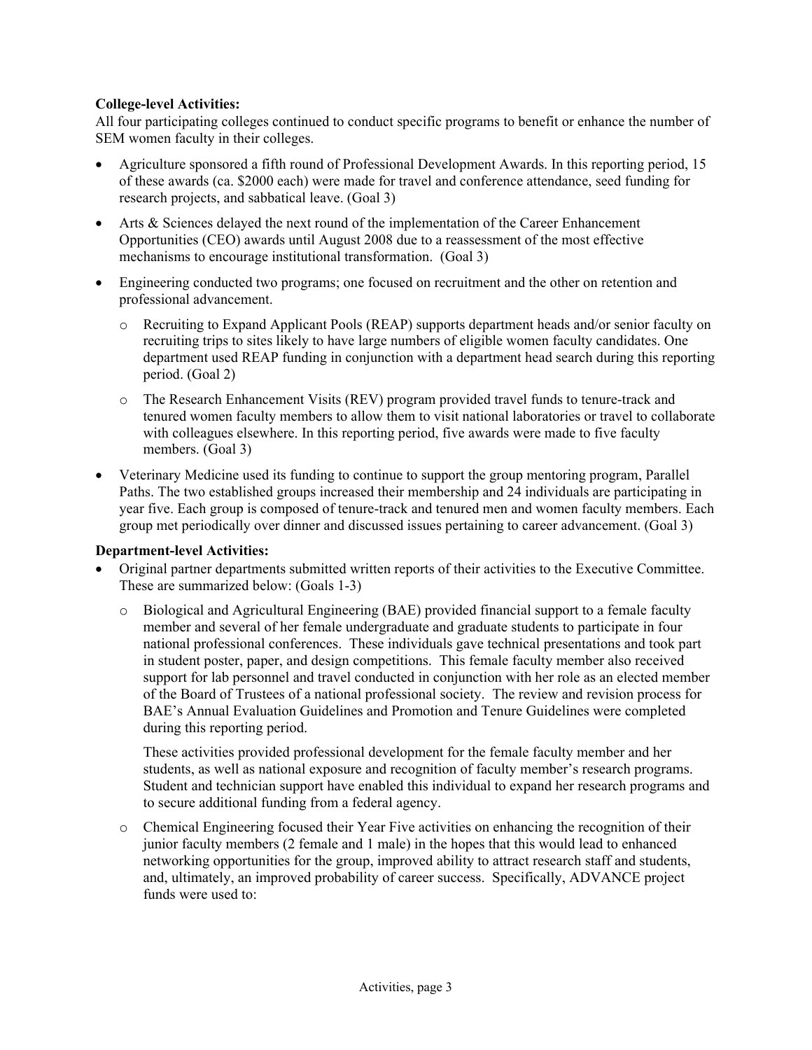**College-level Activities:**
All four participating colleges continued to conduct specific programs to benefit or enhance the number of SEM women faculty in their colleges.

- Agriculture sponsored a fifth round of Professional Development Awards. In this reporting period, 15 of these awards (ca. $2000 each) were made for travel and conference attendance, seed funding for research projects, and sabbatical leave. (Goal 3)
- Arts & Sciences delayed the next round of the implementation of the Career Enhancement Opportunities (CEO) awards until August 2008 due to a reassessment of the most effective mechanisms to encourage institutional transformation. (Goal 3)
- Engineering conducted two programs; one focused on recruitment and the other on retention and professional advancement.
  - Recruiting to Expand Applicant Pools (REAP) supports department heads and/or senior faculty on recruiting trips to sites likely to have large numbers of eligible women faculty candidates. One department used REAP funding in conjunction with a department head search during this reporting period. (Goal 2)
  - The Research Enhancement Visits (REV) program provided travel funds to tenure-track and tenured women faculty members to allow them to visit national laboratories or travel to collaborate with colleagues elsewhere. In this reporting period, five awards were made to five faculty members. (Goal 3)
- Veterinary Medicine used its funding to continue to support the group mentoring program, Parallel Paths. The two established groups increased their membership and 24 individuals are participating in year five. Each group is composed of tenure-track and tenured men and women faculty members. Each group met periodically over dinner and discussed issues pertaining to career advancement. (Goal 3)

**Department-level Activities:**

- Original partner departments submitted written reports of their activities to the Executive Committee. These are summarized below: (Goals 1-3)
  - Biological and Agricultural Engineering (BAE) provided financial support to a female faculty member and several of her female undergraduate and graduate students to participate in four national professional conferences. These individuals gave technical presentations and took part in student poster, paper, and design competitions. This female faculty member also received support for lab personnel and travel conducted in conjunction with her role as an elected member of the Board of Trustees of a national professional society. The review and revision process for BAE's Annual Evaluation Guidelines and Promotion and Tenure Guidelines were completed during this reporting period.

    These activities provided professional development for the female faculty member and her students, as well as national exposure and recognition of faculty member's research programs. Student and technician support have enabled this individual to expand her research programs and to secure additional funding from a federal agency.
  - Chemical Engineering focused their Year Five activities on enhancing the recognition of their junior faculty members (2 female and 1 male) in the hopes that this would lead to enhanced networking opportunities for the group, improved ability to attract research staff and students, and, ultimately, an improved probability of career success. Specifically, ADVANCE project funds were used to: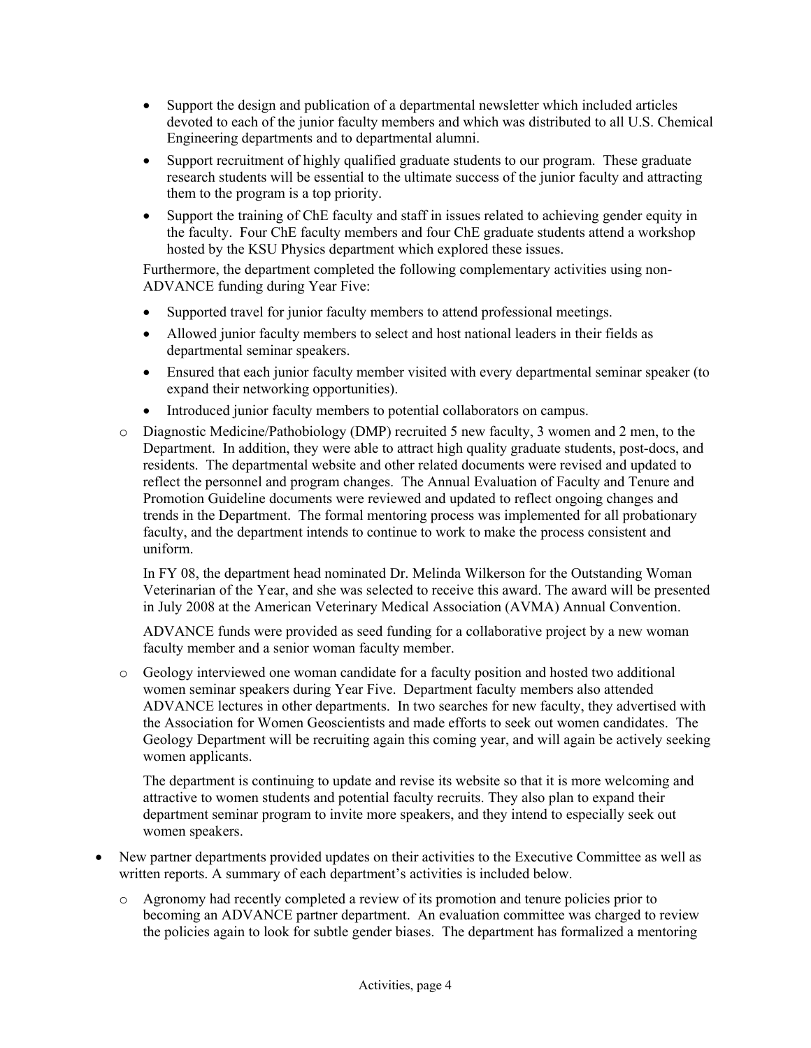- Support the design and publication of a departmental newsletter which included articles devoted to each of the junior faculty members and which was distributed to all U.S. Chemical Engineering departments and to departmental alumni.
    - Support recruitment of highly qualified graduate students to our program. These graduate research students will be essential to the ultimate success of the junior faculty and attracting them to the program is a top priority.
    - Support the training of ChE faculty and staff in issues related to achieving gender equity in the faculty. Four ChE faculty members and four ChE graduate students attend a workshop hosted by the KSU Physics department which explored these issues.

    Furthermore, the department completed the following complementary activities using non-ADVANCE funding during Year Five:

    - Supported travel for junior faculty members to attend professional meetings.
    - Allowed junior faculty members to select and host national leaders in their fields as departmental seminar speakers.
    - Ensured that each junior faculty member visited with every departmental seminar speaker (to expand their networking opportunities).
    - Introduced junior faculty members to potential collaborators on campus.

  - Diagnostic Medicine/Pathobiology (DMP) recruited 5 new faculty, 3 women and 2 men, to the Department. In addition, they were able to attract high quality graduate students, post-docs, and residents. The departmental website and other related documents were revised and updated to reflect the personnel and program changes. The Annual Evaluation of Faculty and Tenure and Promotion Guideline documents were reviewed and updated to reflect ongoing changes and trends in the Department. The formal mentoring process was implemented for all probationary faculty, and the department intends to continue to work to make the process consistent and uniform.

    In FY 08, the department head nominated Dr. Melinda Wilkerson for the Outstanding Woman Veterinarian of the Year, and she was selected to receive this award. The award will be presented in July 2008 at the American Veterinary Medical Association (AVMA) Annual Convention.

    ADVANCE funds were provided as seed funding for a collaborative project by a new woman faculty member and a senior woman faculty member.

  - Geology interviewed one woman candidate for a faculty position and hosted two additional women seminar speakers during Year Five. Department faculty members also attended ADVANCE lectures in other departments. In two searches for new faculty, they advertised with the Association for Women Geoscientists and made efforts to seek out women candidates. The Geology Department will be recruiting again this coming year, and will again be actively seeking women applicants.

    The department is continuing to update and revise its website so that it is more welcoming and attractive to women students and potential faculty recruits. They also plan to expand their department seminar program to invite more speakers, and they intend to especially seek out women speakers.

- New partner departments provided updates on their activities to the Executive Committee as well as written reports. A summary of each department's activities is included below.
  - Agronomy had recently completed a review of its promotion and tenure policies prior to becoming an ADVANCE partner department. An evaluation committee was charged to review the policies again to look for subtle gender biases. The department has formalized a mentoring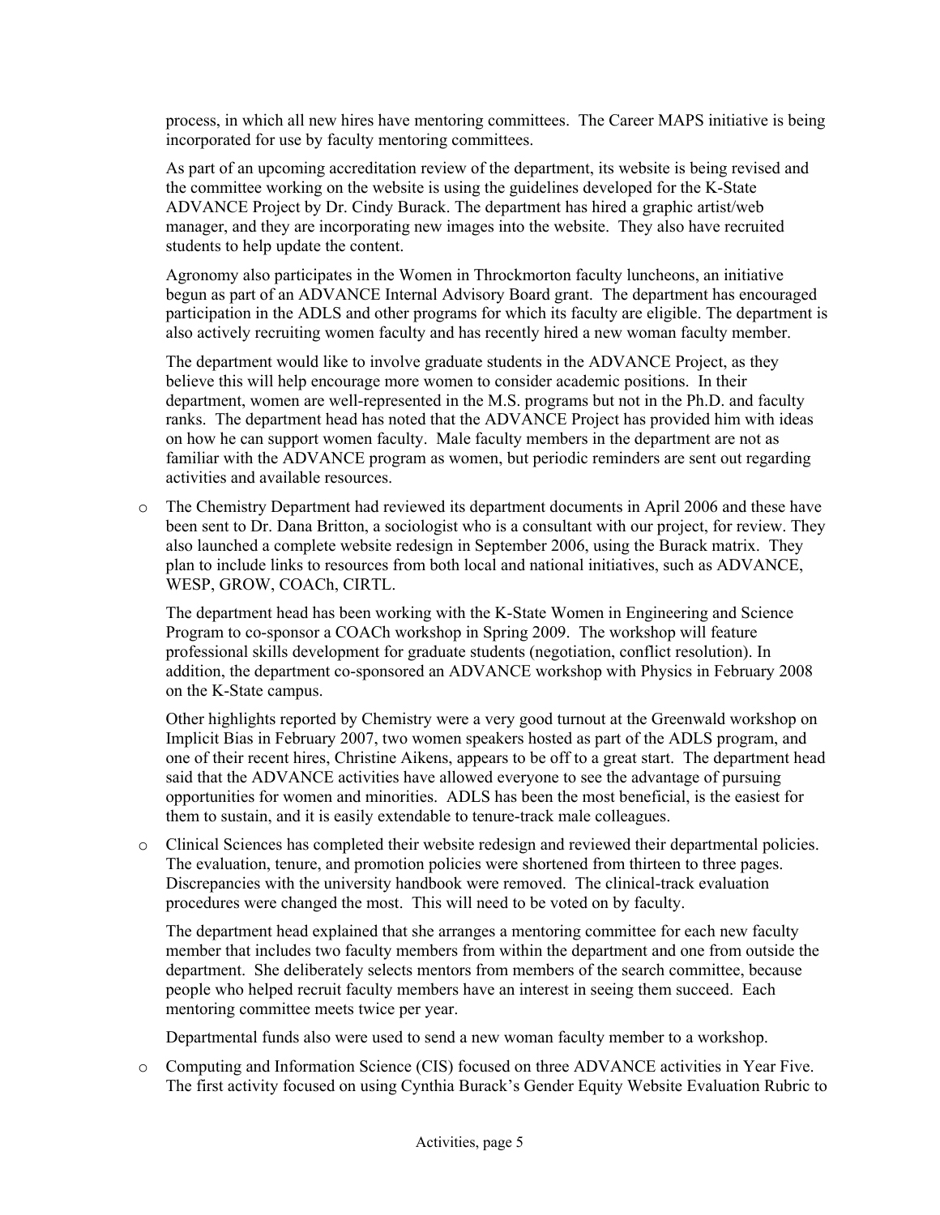process, in which all new hires have mentoring committees. The Career MAPS initiative is being incorporated for use by faculty mentoring committees.

As part of an upcoming accreditation review of the department, its website is being revised and the committee working on the website is using the guidelines developed for the K-State ADVANCE Project by Dr. Cindy Burack. The department has hired a graphic artist/web manager, and they are incorporating new images into the website. They also have recruited students to help update the content.

Agronomy also participates in the Women in Throckmorton faculty luncheons, an initiative begun as part of an ADVANCE Internal Advisory Board grant. The department has encouraged participation in the ADLS and other programs for which its faculty are eligible. The department is also actively recruiting women faculty and has recently hired a new woman faculty member.

The department would like to involve graduate students in the ADVANCE Project, as they believe this will help encourage more women to consider academic positions. In their department, women are well-represented in the M.S. programs but not in the Ph.D. and faculty ranks. The department head has noted that the ADVANCE Project has provided him with ideas on how he can support women faculty. Male faculty members in the department are not as familiar with the ADVANCE program as women, but periodic reminders are sent out regarding activities and available resources.

- The Chemistry Department had reviewed its department documents in April 2006 and these have been sent to Dr. Dana Britton, a sociologist who is a consultant with our project, for review. They also launched a complete website redesign in September 2006, using the Burack matrix. They plan to include links to resources from both local and national initiatives, such as ADVANCE, WESP, GROW, COACh, CIRTL.

  The department head has been working with the K-State Women in Engineering and Science Program to co-sponsor a COACh workshop in Spring 2009. The workshop will feature professional skills development for graduate students (negotiation, conflict resolution). In addition, the department co-sponsored an ADVANCE workshop with Physics in February 2008 on the K-State campus.

  Other highlights reported by Chemistry were a very good turnout at the Greenwald workshop on Implicit Bias in February 2007, two women speakers hosted as part of the ADLS program, and one of their recent hires, Christine Aikens, appears to be off to a great start. The department head said that the ADVANCE activities have allowed everyone to see the advantage of pursuing opportunities for women and minorities. ADLS has been the most beneficial, is the easiest for them to sustain, and it is easily extendable to tenure-track male colleagues.

- Clinical Sciences has completed their website redesign and reviewed their departmental policies. The evaluation, tenure, and promotion policies were shortened from thirteen to three pages. Discrepancies with the university handbook were removed. The clinical-track evaluation procedures were changed the most. This will need to be voted on by faculty.

  The department head explained that she arranges a mentoring committee for each new faculty member that includes two faculty members from within the department and one from outside the department. She deliberately selects mentors from members of the search committee, because people who helped recruit faculty members have an interest in seeing them succeed. Each mentoring committee meets twice per year.

  Departmental funds also were used to send a new woman faculty member to a workshop.

- Computing and Information Science (CIS) focused on three ADVANCE activities in Year Five. The first activity focused on using Cynthia Burack's Gender Equity Website Evaluation Rubric to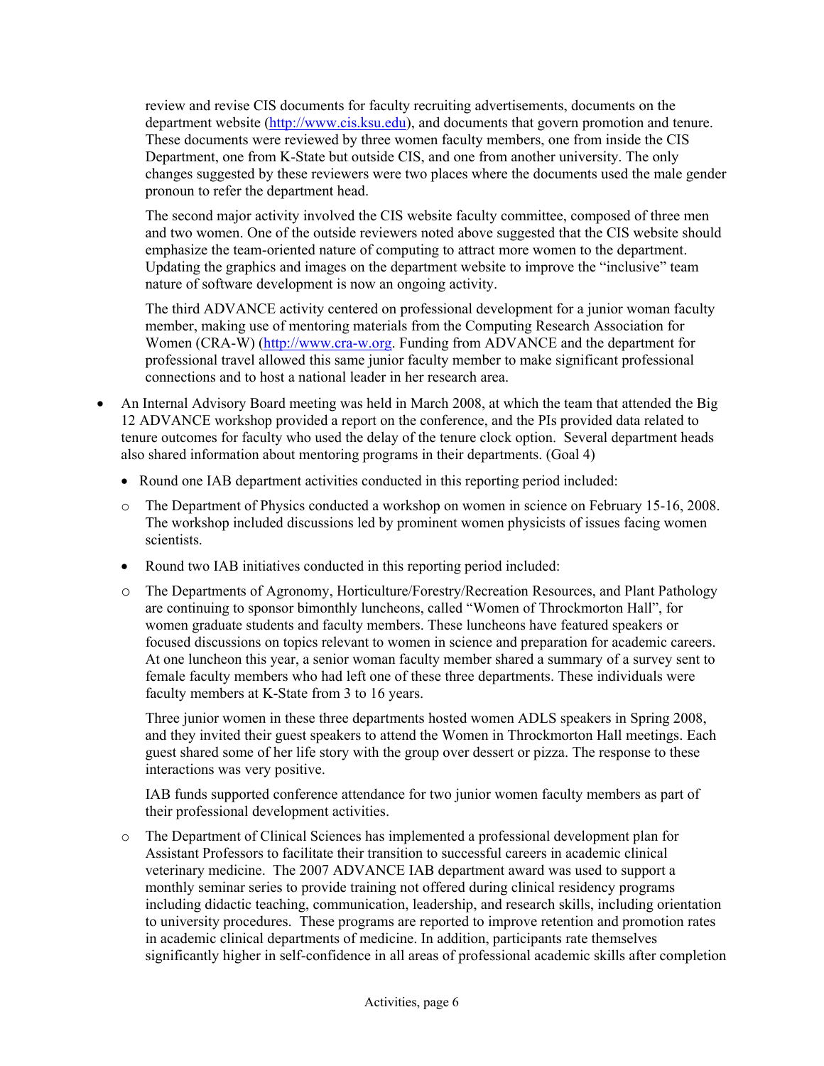review and revise CIS documents for faculty recruiting advertisements, documents on the department website (http://www.cis.ksu.edu), and documents that govern promotion and tenure. These documents were reviewed by three women faculty members, one from inside the CIS Department, one from K-State but outside CIS, and one from another university. The only changes suggested by these reviewers were two places where the documents used the male gender pronoun to refer the department head.

The second major activity involved the CIS website faculty committee, composed of three men and two women. One of the outside reviewers noted above suggested that the CIS website should emphasize the team-oriented nature of computing to attract more women to the department. Updating the graphics and images on the department website to improve the "inclusive" team nature of software development is now an ongoing activity.

The third ADVANCE activity centered on professional development for a junior woman faculty member, making use of mentoring materials from the Computing Research Association for Women (CRA-W) (http://www.cra-w.org. Funding from ADVANCE and the department for professional travel allowed this same junior faculty member to make significant professional connections and to host a national leader in her research area.

- An Internal Advisory Board meeting was held in March 2008, at which the team that attended the Big 12 ADVANCE workshop provided a report on the conference, and the PIs provided data related to tenure outcomes for faculty who used the delay of the tenure clock option. Several department heads also shared information about mentoring programs in their departments. (Goal 4)
  - Round one IAB department activities conducted in this reporting period included:
    - The Department of Physics conducted a workshop on women in science on February 15-16, 2008. The workshop included discussions led by prominent women physicists of issues facing women scientists.
  - Round two IAB initiatives conducted in this reporting period included:
    - The Departments of Agronomy, Horticulture/Forestry/Recreation Resources, and Plant Pathology are continuing to sponsor bimonthly luncheons, called "Women of Throckmorton Hall", for women graduate students and faculty members. These luncheons have featured speakers or focused discussions on topics relevant to women in science and preparation for academic careers. At one luncheon this year, a senior woman faculty member shared a summary of a survey sent to female faculty members who had left one of these three departments. These individuals were faculty members at K-State from 3 to 16 years.

      Three junior women in these three departments hosted women ADLS speakers in Spring 2008, and they invited their guest speakers to attend the Women in Throckmorton Hall meetings. Each guest shared some of her life story with the group over dessert or pizza. The response to these interactions was very positive.

      IAB funds supported conference attendance for two junior women faculty members as part of their professional development activities.
    - The Department of Clinical Sciences has implemented a professional development plan for Assistant Professors to facilitate their transition to successful careers in academic clinical veterinary medicine. The 2007 ADVANCE IAB department award was used to support a monthly seminar series to provide training not offered during clinical residency programs including didactic teaching, communication, leadership, and research skills, including orientation to university procedures. These programs are reported to improve retention and promotion rates in academic clinical departments of medicine. In addition, participants rate themselves significantly higher in self-confidence in all areas of professional academic skills after completion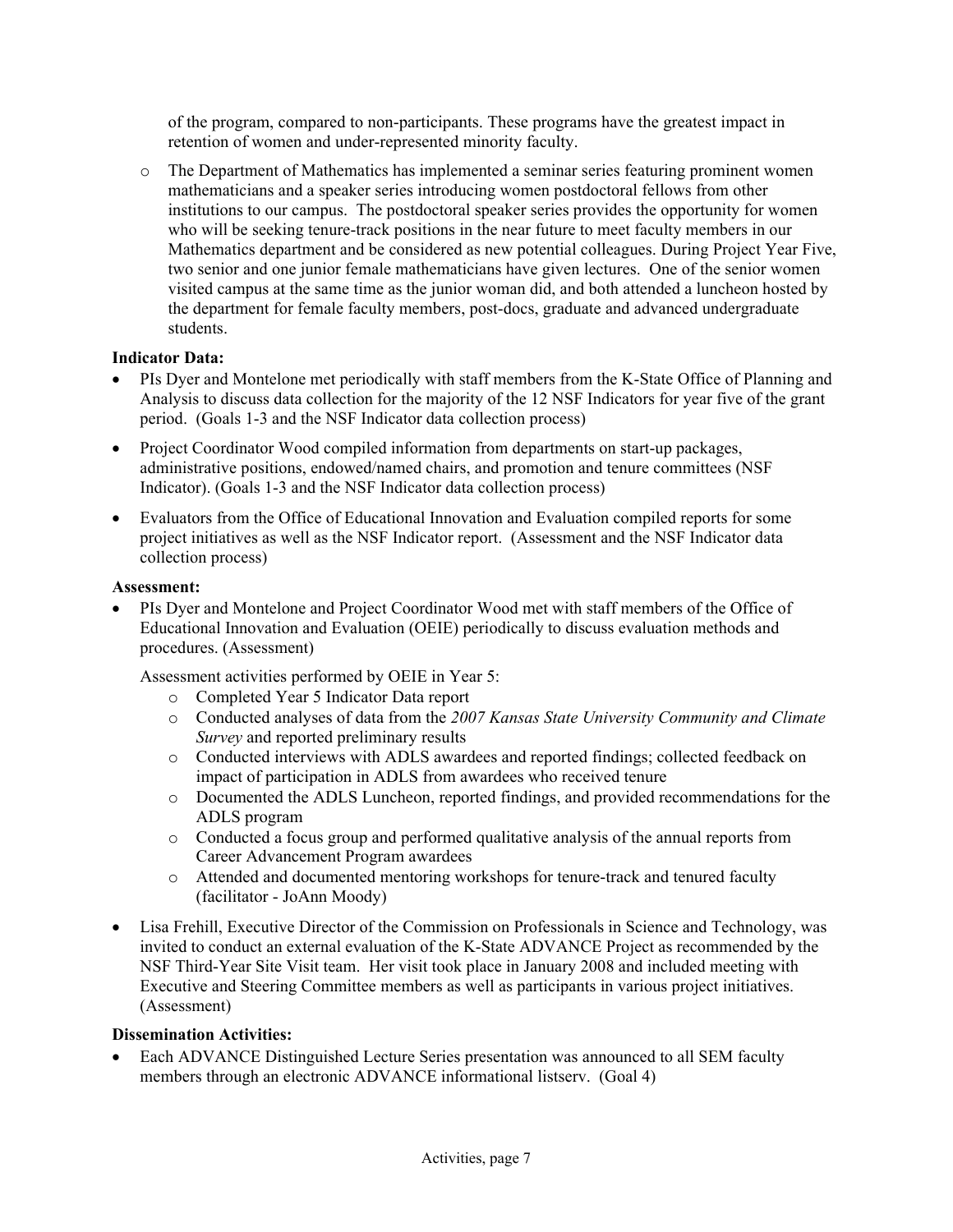of the program, compared to non-participants. These programs have the greatest impact in retention of women and under-represented minority faculty.

- The Department of Mathematics has implemented a seminar series featuring prominent women mathematicians and a speaker series introducing women postdoctoral fellows from other institutions to our campus. The postdoctoral speaker series provides the opportunity for women who will be seeking tenure-track positions in the near future to meet faculty members in our Mathematics department and be considered as new potential colleagues. During Project Year Five, two senior and one junior female mathematicians have given lectures. One of the senior women visited campus at the same time as the junior woman did, and both attended a luncheon hosted by the department for female faculty members, post-docs, graduate and advanced undergraduate students.

**Indicator Data:**

- PIs Dyer and Montelone met periodically with staff members from the K-State Office of Planning and Analysis to discuss data collection for the majority of the 12 NSF Indicators for year five of the grant period. (Goals 1-3 and the NSF Indicator data collection process)
- Project Coordinator Wood compiled information from departments on start-up packages, administrative positions, endowed/named chairs, and promotion and tenure committees (NSF Indicator). (Goals 1-3 and the NSF Indicator data collection process)
- Evaluators from the Office of Educational Innovation and Evaluation compiled reports for some project initiatives as well as the NSF Indicator report. (Assessment and the NSF Indicator data collection process)

**Assessment:**

- PIs Dyer and Montelone and Project Coordinator Wood met with staff members of the Office of Educational Innovation and Evaluation (OEIE) periodically to discuss evaluation methods and procedures. (Assessment)

  Assessment activities performed by OEIE in Year 5:
  - Completed Year 5 Indicator Data report
  - Conducted analyses of data from the *2007 Kansas State University Community and Climate Survey* and reported preliminary results
  - Conducted interviews with ADLS awardees and reported findings; collected feedback on impact of participation in ADLS from awardees who received tenure
  - Documented the ADLS Luncheon, reported findings, and provided recommendations for the ADLS program
  - Conducted a focus group and performed qualitative analysis of the annual reports from Career Advancement Program awardees
  - Attended and documented mentoring workshops for tenure-track and tenured faculty (facilitator - JoAnn Moody)
- Lisa Frehill, Executive Director of the Commission on Professionals in Science and Technology, was invited to conduct an external evaluation of the K-State ADVANCE Project as recommended by the NSF Third-Year Site Visit team. Her visit took place in January 2008 and included meeting with Executive and Steering Committee members as well as participants in various project initiatives. (Assessment)

**Dissemination Activities:**

- Each ADVANCE Distinguished Lecture Series presentation was announced to all SEM faculty members through an electronic ADVANCE informational listserv. (Goal 4)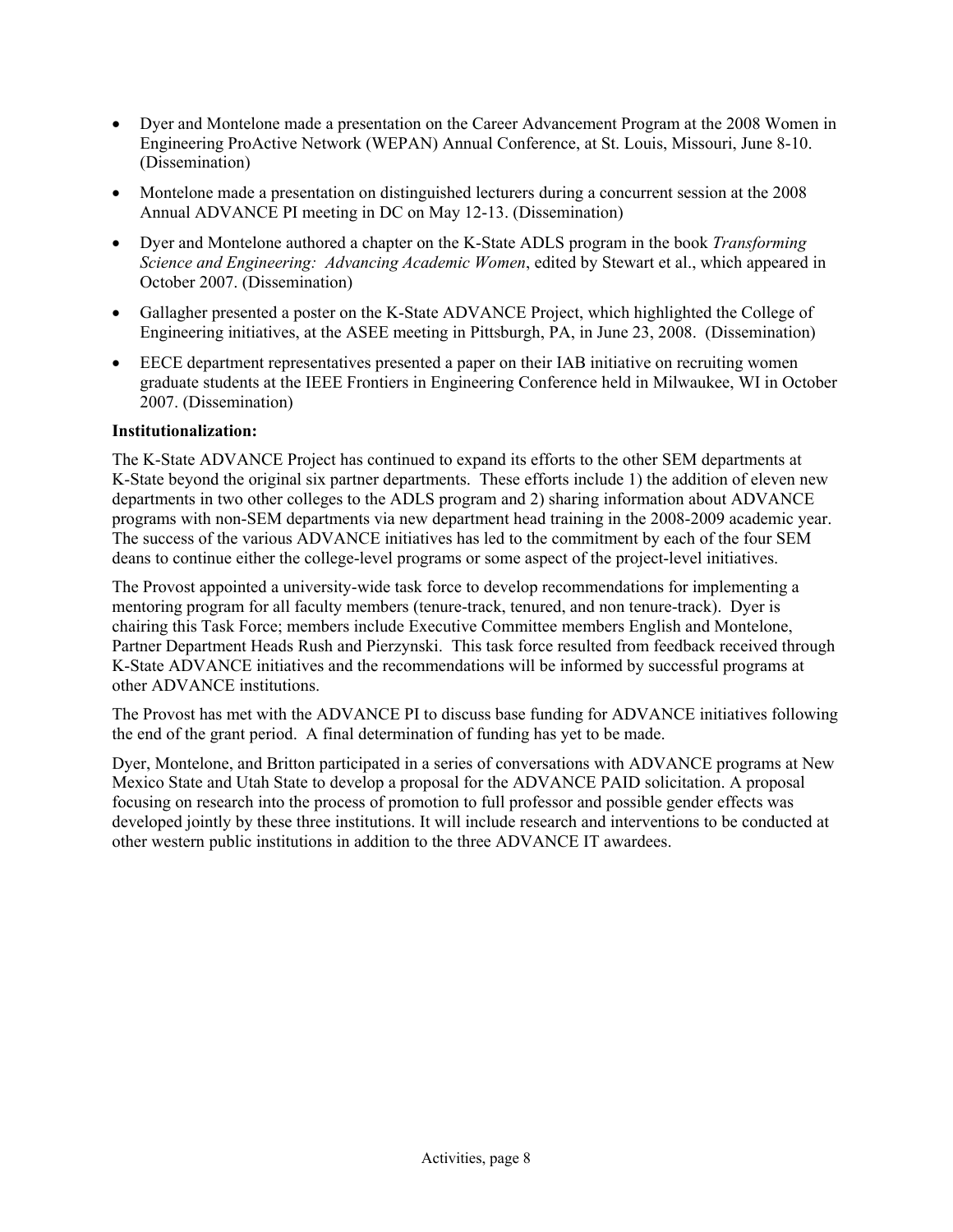- Dyer and Montelone made a presentation on the Career Advancement Program at the 2008 Women in Engineering ProActive Network (WEPAN) Annual Conference, at St. Louis, Missouri, June 8-10. (Dissemination)
- Montelone made a presentation on distinguished lecturers during a concurrent session at the 2008 Annual ADVANCE PI meeting in DC on May 12-13. (Dissemination)
- Dyer and Montelone authored a chapter on the K-State ADLS program in the book *Transforming Science and Engineering: Advancing Academic Women*, edited by Stewart et al., which appeared in October 2007. (Dissemination)
- Gallagher presented a poster on the K-State ADVANCE Project, which highlighted the College of Engineering initiatives, at the ASEE meeting in Pittsburgh, PA, in June 23, 2008. (Dissemination)
- EECE department representatives presented a paper on their IAB initiative on recruiting women graduate students at the IEEE Frontiers in Engineering Conference held in Milwaukee, WI in October 2007. (Dissemination)

**Institutionalization:**

The K-State ADVANCE Project has continued to expand its efforts to the other SEM departments at K-State beyond the original six partner departments. These efforts include 1) the addition of eleven new departments in two other colleges to the ADLS program and 2) sharing information about ADVANCE programs with non-SEM departments via new department head training in the 2008-2009 academic year. The success of the various ADVANCE initiatives has led to the commitment by each of the four SEM deans to continue either the college-level programs or some aspect of the project-level initiatives.

The Provost appointed a university-wide task force to develop recommendations for implementing a mentoring program for all faculty members (tenure-track, tenured, and non tenure-track). Dyer is chairing this Task Force; members include Executive Committee members English and Montelone, Partner Department Heads Rush and Pierzynski. This task force resulted from feedback received through K-State ADVANCE initiatives and the recommendations will be informed by successful programs at other ADVANCE institutions.

The Provost has met with the ADVANCE PI to discuss base funding for ADVANCE initiatives following the end of the grant period. A final determination of funding has yet to be made.

Dyer, Montelone, and Britton participated in a series of conversations with ADVANCE programs at New Mexico State and Utah State to develop a proposal for the ADVANCE PAID solicitation. A proposal focusing on research into the process of promotion to full professor and possible gender effects was developed jointly by these three institutions. It will include research and interventions to be conducted at other western public institutions in addition to the three ADVANCE IT awardees.